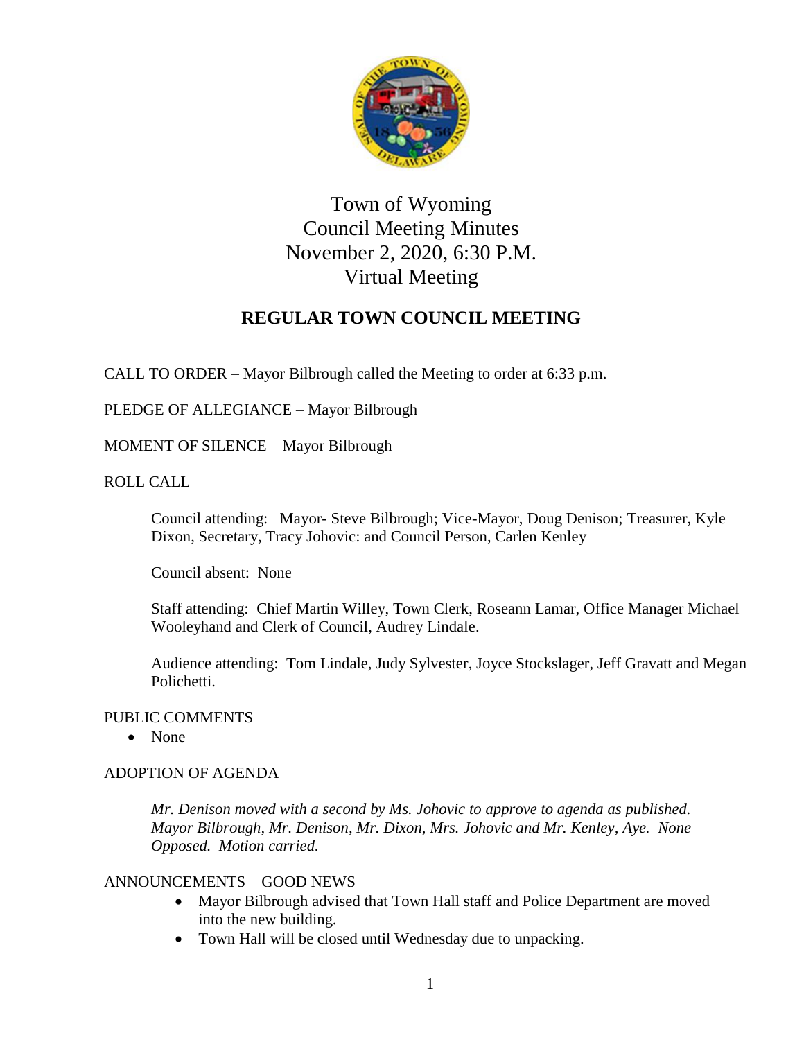# Town of Wyoming
# Council Meeting Minutes
# November 2, 2020, 6:30 P.M.
# Virtual Meeting

## REGULAR TOWN COUNCIL MEETING

CALL TO ORDER – Mayor Bilbrough called the Meeting to order at 6:33 p.m.

PLEDGE OF ALLEGIANCE – Mayor Bilbrough

MOMENT OF SILENCE – Mayor Bilbrough

ROLL CALL

Council attending: Mayor- Steve Bilbrough; Vice-Mayor, Doug Denison; Treasurer, Kyle Dixon, Secretary, Tracy Johovic: and Council Person, Carlen Kenley

Council absent: None

Staff attending: Chief Martin Willey, Town Clerk, Roseann Lamar, Office Manager Michael Wooleyhand and Clerk of Council, Audrey Lindale.

Audience attending: Tom Lindale, Judy Sylvester, Joyce Stockslager, Jeff Gravatt and Megan Polichetti.

PUBLIC COMMENTS

- None

ADOPTION OF AGENDA

*Mr. Denison moved with a second by Ms. Johovic to approve to agenda as published. Mayor Bilbrough, Mr. Denison, Mr. Dixon, Mrs. Johovic and Mr. Kenley, Aye. None Opposed. Motion carried.*

ANNOUNCEMENTS – GOOD NEWS

- Mayor Bilbrough advised that Town Hall staff and Police Department are moved into the new building.
- Town Hall will be closed until Wednesday due to unpacking.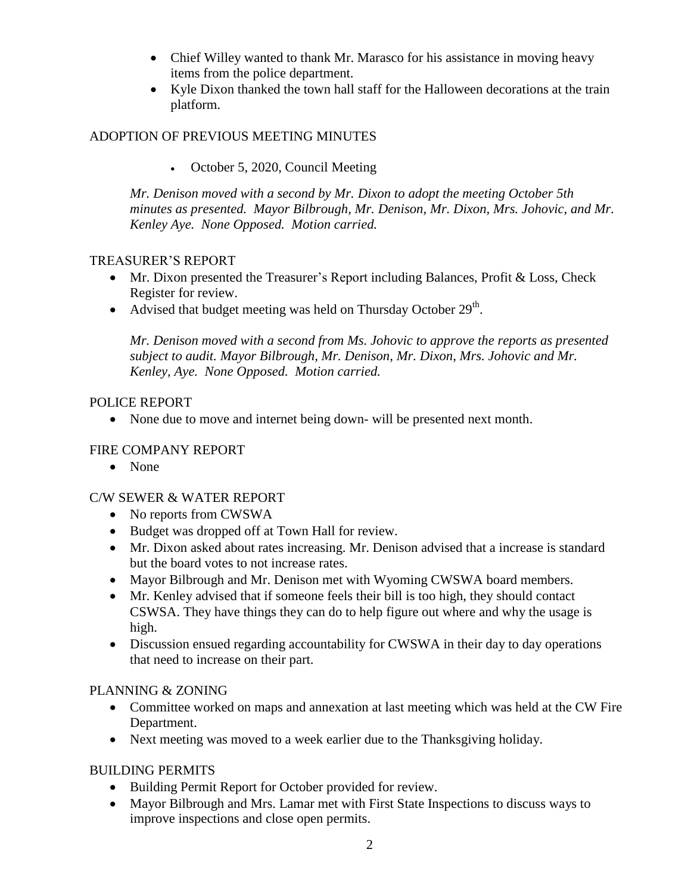- Chief Willey wanted to thank Mr. Marasco for his assistance in moving heavy items from the police department.
- Kyle Dixon thanked the town hall staff for the Halloween decorations at the train platform.

## ADOPTION OF PREVIOUS MEETING MINUTES

- October 5, 2020, Council Meeting

*Mr. Denison moved with a second by Mr. Dixon to adopt the meeting October 5th minutes as presented. Mayor Bilbrough, Mr. Denison, Mr. Dixon, Mrs. Johovic, and Mr. Kenley Aye. None Opposed. Motion carried.*

## TREASURER'S REPORT

- Mr. Dixon presented the Treasurer's Report including Balances, Profit & Loss, Check Register for review.
- Advised that budget meeting was held on Thursday October 29th.

*Mr. Denison moved with a second from Ms. Johovic to approve the reports as presented subject to audit. Mayor Bilbrough, Mr. Denison, Mr. Dixon, Mrs. Johovic and Mr. Kenley, Aye. None Opposed. Motion carried.*

## POLICE REPORT

- None due to move and internet being down- will be presented next month.

## FIRE COMPANY REPORT

- None

## C/W SEWER & WATER REPORT

- No reports from CWSWA
- Budget was dropped off at Town Hall for review.
- Mr. Dixon asked about rates increasing. Mr. Denison advised that a increase is standard but the board votes to not increase rates.
- Mayor Bilbrough and Mr. Denison met with Wyoming CWSWA board members.
- Mr. Kenley advised that if someone feels their bill is too high, they should contact CSWSA. They have things they can do to help figure out where and why the usage is high.
- Discussion ensued regarding accountability for CWSWA in their day to day operations that need to increase on their part.

## PLANNING & ZONING

- Committee worked on maps and annexation at last meeting which was held at the CW Fire Department.
- Next meeting was moved to a week earlier due to the Thanksgiving holiday.

## BUILDING PERMITS

- Building Permit Report for October provided for review.
- Mayor Bilbrough and Mrs. Lamar met with First State Inspections to discuss ways to improve inspections and close open permits.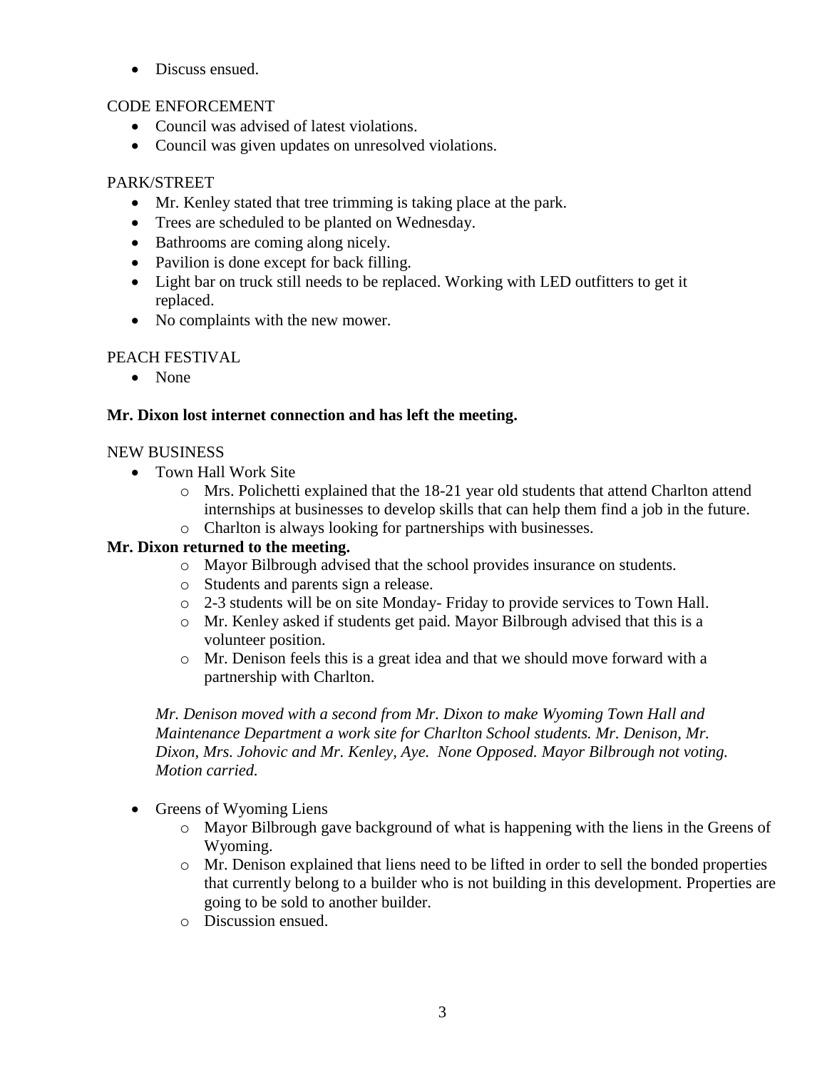- Discuss ensued.

CODE ENFORCEMENT

- Council was advised of latest violations.
- Council was given updates on unresolved violations.

PARK/STREET

- Mr. Kenley stated that tree trimming is taking place at the park.
- Trees are scheduled to be planted on Wednesday.
- Bathrooms are coming along nicely.
- Pavilion is done except for back filling.
- Light bar on truck still needs to be replaced. Working with LED outfitters to get it replaced.
- No complaints with the new mower.

PEACH FESTIVAL

- None

**Mr. Dixon lost internet connection and has left the meeting.**

NEW BUSINESS

- Town Hall Work Site
  - Mrs. Polichetti explained that the 18-21 year old students that attend Charlton attend internships at businesses to develop skills that can help them find a job in the future.
  - Charlton is always looking for partnerships with businesses.

**Mr. Dixon returned to the meeting.**

  - Mayor Bilbrough advised that the school provides insurance on students.
  - Students and parents sign a release.
  - 2-3 students will be on site Monday- Friday to provide services to Town Hall.
  - Mr. Kenley asked if students get paid. Mayor Bilbrough advised that this is a volunteer position.
  - Mr. Denison feels this is a great idea and that we should move forward with a partnership with Charlton.

  *Mr. Denison moved with a second from Mr. Dixon to make Wyoming Town Hall and Maintenance Department a work site for Charlton School students. Mr. Denison, Mr. Dixon, Mrs. Johovic and Mr. Kenley, Aye. None Opposed. Mayor Bilbrough not voting. Motion carried.*

- Greens of Wyoming Liens
  - Mayor Bilbrough gave background of what is happening with the liens in the Greens of Wyoming.
  - Mr. Denison explained that liens need to be lifted in order to sell the bonded properties that currently belong to a builder who is not building in this development. Properties are going to be sold to another builder.
  - Discussion ensued.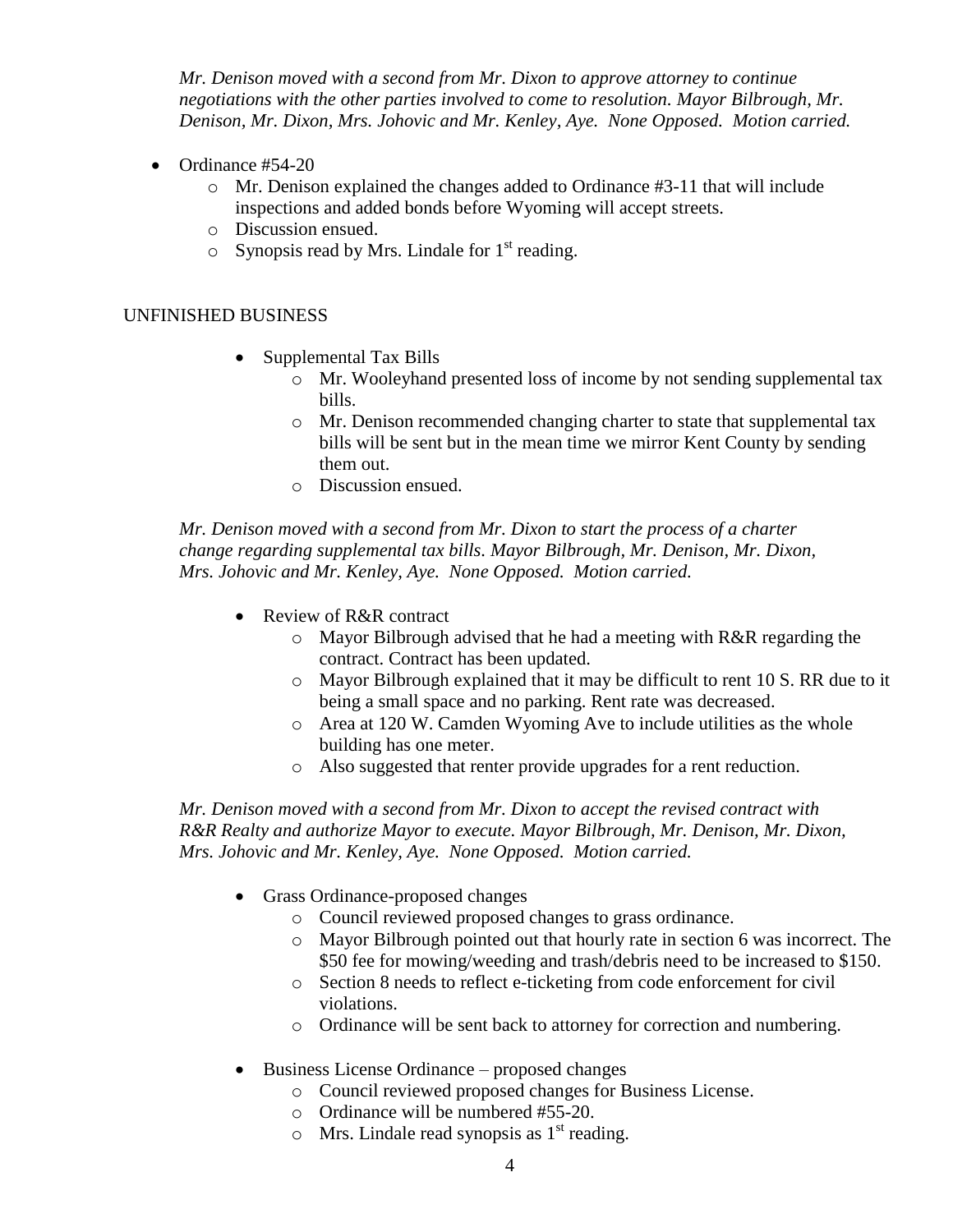*Mr. Denison moved with a second from Mr. Dixon to approve attorney to continue negotiations with the other parties involved to come to resolution. Mayor Bilbrough, Mr. Denison, Mr. Dixon, Mrs. Johovic and Mr. Kenley, Aye. None Opposed. Motion carried.*

- Ordinance #54-20
  - Mr. Denison explained the changes added to Ordinance #3-11 that will include inspections and added bonds before Wyoming will accept streets.
  - Discussion ensued.
  - Synopsis read by Mrs. Lindale for 1st reading.

UNFINISHED BUSINESS

- Supplemental Tax Bills
  - Mr. Wooleyhand presented loss of income by not sending supplemental tax bills.
  - Mr. Denison recommended changing charter to state that supplemental tax bills will be sent but in the mean time we mirror Kent County by sending them out.
  - Discussion ensued.

*Mr. Denison moved with a second from Mr. Dixon to start the process of a charter change regarding supplemental tax bills. Mayor Bilbrough, Mr. Denison, Mr. Dixon, Mrs. Johovic and Mr. Kenley, Aye. None Opposed. Motion carried.*

- Review of R&R contract
  - Mayor Bilbrough advised that he had a meeting with R&R regarding the contract. Contract has been updated.
  - Mayor Bilbrough explained that it may be difficult to rent 10 S. RR due to it being a small space and no parking. Rent rate was decreased.
  - Area at 120 W. Camden Wyoming Ave to include utilities as the whole building has one meter.
  - Also suggested that renter provide upgrades for a rent reduction.

*Mr. Denison moved with a second from Mr. Dixon to accept the revised contract with R&R Realty and authorize Mayor to execute. Mayor Bilbrough, Mr. Denison, Mr. Dixon, Mrs. Johovic and Mr. Kenley, Aye. None Opposed. Motion carried.*

- Grass Ordinance-proposed changes
  - Council reviewed proposed changes to grass ordinance.
  - Mayor Bilbrough pointed out that hourly rate in section 6 was incorrect. The $50 fee for mowing/weeding and trash/debris need to be increased to $150.
  - Section 8 needs to reflect e-ticketing from code enforcement for civil violations.
  - Ordinance will be sent back to attorney for correction and numbering.
- Business License Ordinance – proposed changes
  - Council reviewed proposed changes for Business License.
  - Ordinance will be numbered #55-20.
  - Mrs. Lindale read synopsis as 1st reading.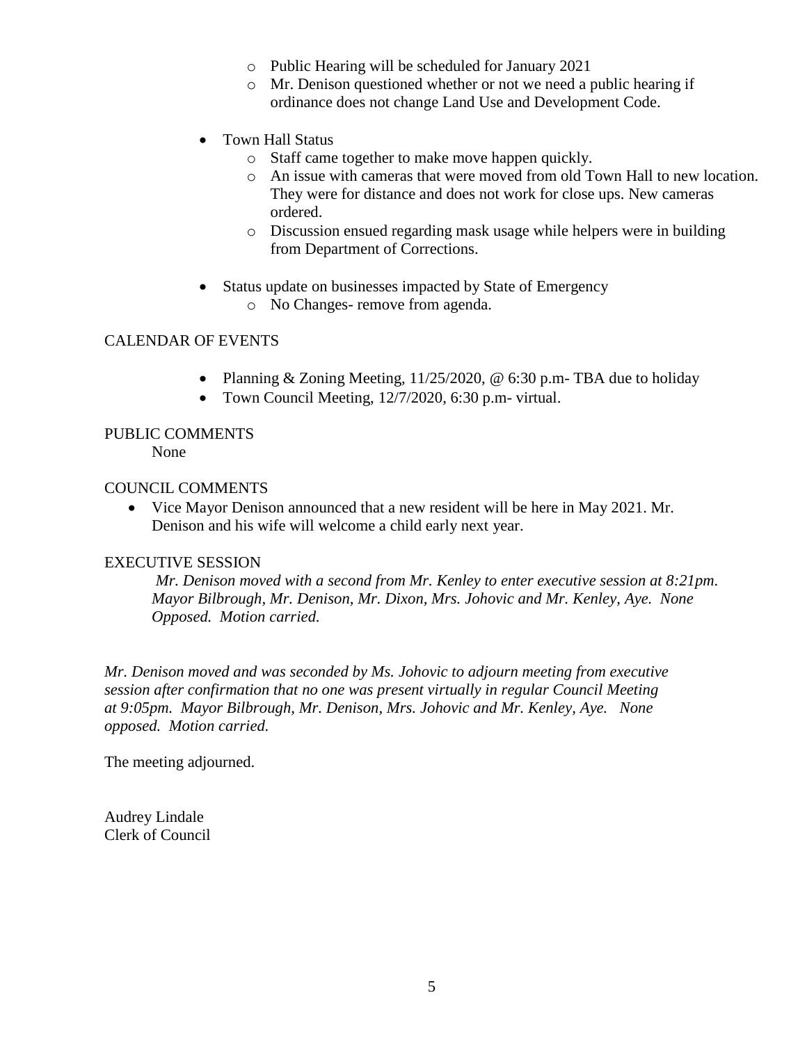- Public Hearing will be scheduled for January 2021
  - Mr. Denison questioned whether or not we need a public hearing if ordinance does not change Land Use and Development Code.

- Town Hall Status
  - Staff came together to make move happen quickly.
  - An issue with cameras that were moved from old Town Hall to new location. They were for distance and does not work for close ups. New cameras ordered.
  - Discussion ensued regarding mask usage while helpers were in building from Department of Corrections.

- Status update on businesses impacted by State of Emergency
  - No Changes- remove from agenda.

CALENDAR OF EVENTS

- Planning & Zoning Meeting, 11/25/2020, @ 6:30 p.m- TBA due to holiday
- Town Council Meeting, 12/7/2020, 6:30 p.m- virtual.

PUBLIC COMMENTS

None

COUNCIL COMMENTS

- Vice Mayor Denison announced that a new resident will be here in May 2021. Mr. Denison and his wife will welcome a child early next year.

EXECUTIVE SESSION

*Mr. Denison moved with a second from Mr. Kenley to enter executive session at 8:21pm. Mayor Bilbrough, Mr. Denison, Mr. Dixon, Mrs. Johovic and Mr. Kenley, Aye. None Opposed. Motion carried.*

*Mr. Denison moved and was seconded by Ms. Johovic to adjourn meeting from executive session after confirmation that no one was present virtually in regular Council Meeting at 9:05pm. Mayor Bilbrough, Mr. Denison, Mrs. Johovic and Mr. Kenley, Aye. None opposed. Motion carried.*

The meeting adjourned.

Audrey Lindale
Clerk of Council